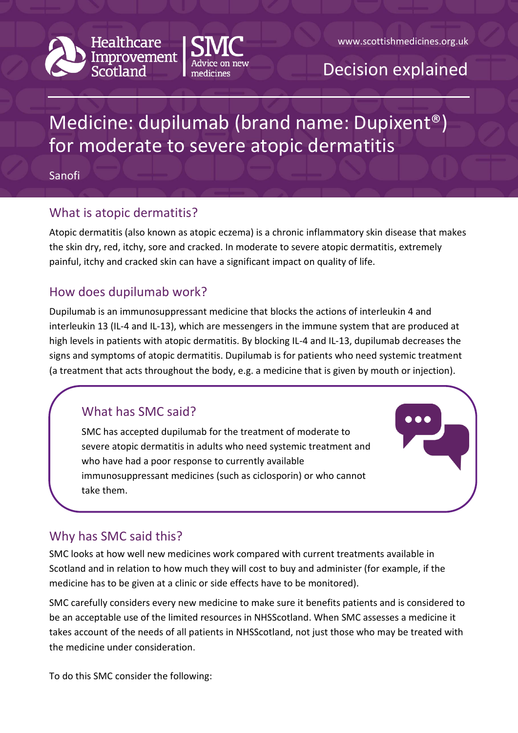Healthcare Improvement Scotland | SMC Advice on new medicines

www.scottishmedicines.org.uk

Decision explained

# Medicine: dupilumab (brand name: Dupixent®) for moderate to severe atopic dermatitis

Sanofi

## What is atopic dermatitis?

Atopic dermatitis (also known as atopic eczema) is a chronic inflammatory skin disease that makes the skin dry, red, itchy, sore and cracked. In moderate to severe atopic dermatitis, extremely painful, itchy and cracked skin can have a significant impact on quality of life.

## How does dupilumab work?

Dupilumab is an immunosuppressant medicine that blocks the actions of interleukin 4 and interleukin 13 (IL-4 and IL-13), which are messengers in the immune system that are produced at high levels in patients with atopic dermatitis. By blocking IL-4 and IL-13, dupilumab decreases the signs and symptoms of atopic dermatitis. Dupilumab is for patients who need systemic treatment (a treatment that acts throughout the body, e.g. a medicine that is given by mouth or injection).

## What has SMC said?

SMC has accepted dupilumab for the treatment of moderate to severe atopic dermatitis in adults who need systemic treatment and who have had a poor response to currently available immunosuppressant medicines (such as ciclosporin) or who cannot take them.

## Why has SMC said this?

SMC looks at how well new medicines work compared with current treatments available in Scotland and in relation to how much they will cost to buy and administer (for example, if the medicine has to be given at a clinic or side effects have to be monitored).

SMC carefully considers every new medicine to make sure it benefits patients and is considered to be an acceptable use of the limited resources in NHSScotland. When SMC assesses a medicine it takes account of the needs of all patients in NHSScotland, not just those who may be treated with the medicine under consideration.

To do this SMC consider the following: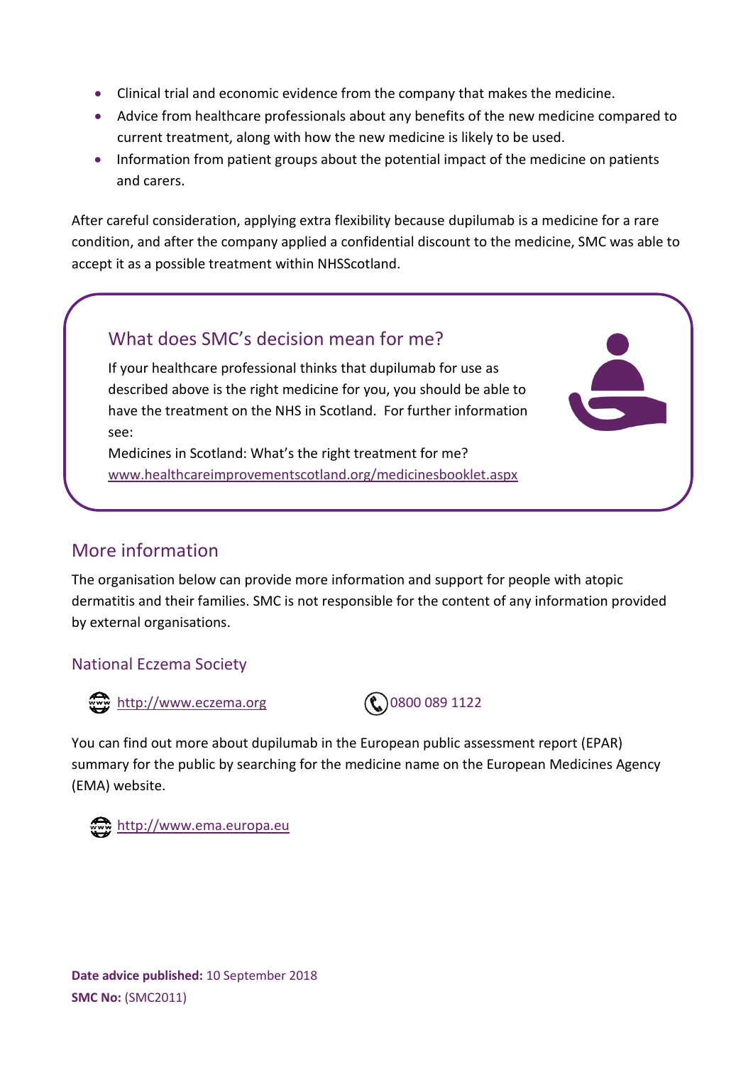- Clinical trial and economic evidence from the company that makes the medicine.
- Advice from healthcare professionals about any benefits of the new medicine compared to current treatment, along with how the new medicine is likely to be used.
- Information from patient groups about the potential impact of the medicine on patients and carers.

After careful consideration, applying extra flexibility because dupilumab is a medicine for a rare condition, and after the company applied a confidential discount to the medicine, SMC was able to accept it as a possible treatment within NHSScotland.

## What does SMC's decision mean for me?

If your healthcare professional thinks that dupilumab for use as described above is the right medicine for you, you should be able to have the treatment on the NHS in Scotland. For further information see:

Medicines in Scotland: What's the right treatment for me?
www.healthcareimprovementscotland.org/medicinesbooklet.aspx

## More information

The organisation below can provide more information and support for people with atopic dermatitis and their families. SMC is not responsible for the content of any information provided by external organisations.

### National Eczema Society

http://www.eczema.org 0800 089 1122

You can find out more about dupilumab in the European public assessment report (EPAR) summary for the public by searching for the medicine name on the European Medicines Agency (EMA) website.

http://www.ema.europa.eu

**Date advice published:** 10 September 2018
**SMC No:** (SMC2011)